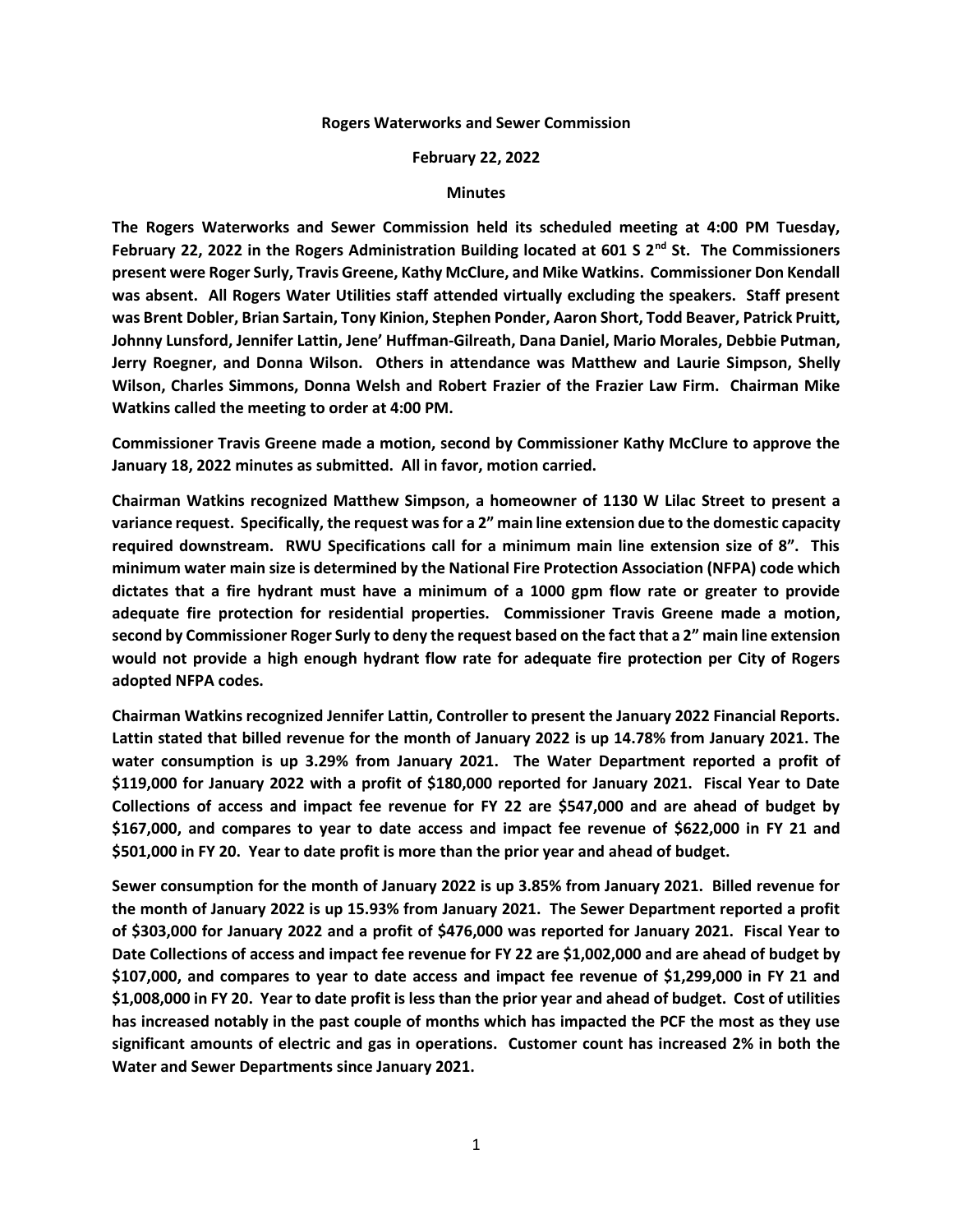**Rogers Waterworks and Sewer Commission**

**February 22, 2022**

**Minutes**

**The Rogers Waterworks and Sewer Commission held its scheduled meeting at 4:00 PM Tuesday, February 22, 2022 in the Rogers Administration Building located at 601 S 2nd St. The Commissioners present were Roger Surly, Travis Greene, Kathy McClure, and Mike Watkins. Commissioner Don Kendall was absent. All Rogers Water Utilities staff attended virtually excluding the speakers. Staff present was Brent Dobler, Brian Sartain, Tony Kinion, Stephen Ponder, Aaron Short, Todd Beaver, Patrick Pruitt, Johnny Lunsford, Jennifer Lattin, Jene' Huffman-Gilreath, Dana Daniel, Mario Morales, Debbie Putman, Jerry Roegner, and Donna Wilson. Others in attendance was Matthew and Laurie Simpson, Shelly Wilson, Charles Simmons, Donna Welsh and Robert Frazier of the Frazier Law Firm. Chairman Mike Watkins called the meeting to order at 4:00 PM.**

**Commissioner Travis Greene made a motion, second by Commissioner Kathy McClure to approve the January 18, 2022 minutes as submitted. All in favor, motion carried.**

**Chairman Watkins recognized Matthew Simpson, a homeowner of 1130 W Lilac Street to present a variance request. Specifically, the request was for a 2" main line extension due to the domestic capacity required downstream. RWU Specifications call for a minimum main line extension size of 8". This minimum water main size is determined by the National Fire Protection Association (NFPA) code which dictates that a fire hydrant must have a minimum of a 1000 gpm flow rate or greater to provide adequate fire protection for residential properties. Commissioner Travis Greene made a motion, second by Commissioner Roger Surly to deny the request based on the fact that a 2" main line extension would not provide a high enough hydrant flow rate for adequate fire protection per City of Rogers adopted NFPA codes.**

**Chairman Watkins recognized Jennifer Lattin, Controller to present the January 2022 Financial Reports. Lattin stated that billed revenue for the month of January 2022 is up 14.78% from January 2021. The water consumption is up 3.29% from January 2021. The Water Department reported a profit of $119,000 for January 2022 with a profit of $180,000 reported for January 2021. Fiscal Year to Date Collections of access and impact fee revenue for FY 22 are $547,000 and are ahead of budget by $167,000, and compares to year to date access and impact fee revenue of $622,000 in FY 21 and $501,000 in FY 20. Year to date profit is more than the prior year and ahead of budget.**

**Sewer consumption for the month of January 2022 is up 3.85% from January 2021. Billed revenue for the month of January 2022 is up 15.93% from January 2021. The Sewer Department reported a profit of $303,000 for January 2022 and a profit of $476,000 was reported for January 2021. Fiscal Year to Date Collections of access and impact fee revenue for FY 22 are $1,002,000 and are ahead of budget by $107,000, and compares to year to date access and impact fee revenue of $1,299,000 in FY 21 and $1,008,000 in FY 20. Year to date profit is less than the prior year and ahead of budget. Cost of utilities has increased notably in the past couple of months which has impacted the PCF the most as they use significant amounts of electric and gas in operations. Customer count has increased 2% in both the Water and Sewer Departments since January 2021.**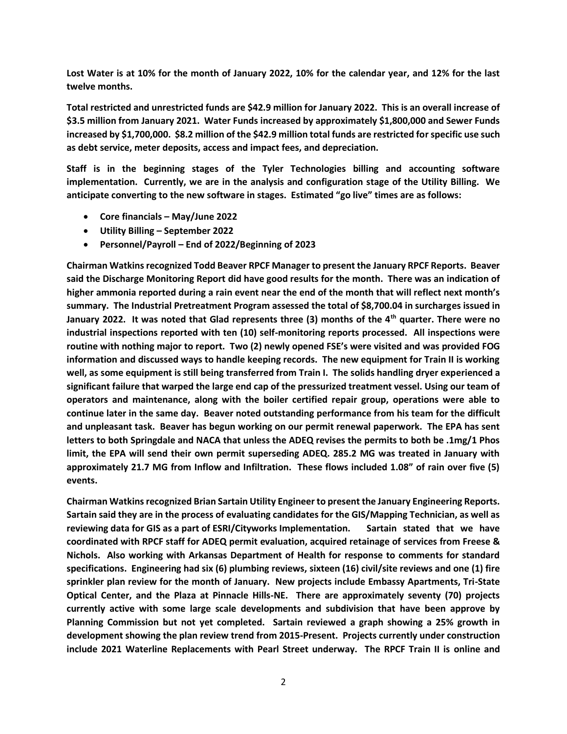**Lost Water is at 10% for the month of January 2022, 10% for the calendar year, and 12% for the last twelve months.**

**Total restricted and unrestricted funds are $42.9 million for January 2022. This is an overall increase of $3.5 million from January 2021. Water Funds increased by approximately $1,800,000 and Sewer Funds increased by $1,700,000. $8.2 million of the $42.9 million total funds are restricted for specific use such as debt service, meter deposits, access and impact fees, and depreciation.**

**Staff is in the beginning stages of the Tyler Technologies billing and accounting software implementation. Currently, we are in the analysis and configuration stage of the Utility Billing. We anticipate converting to the new software in stages. Estimated "go live" times are as follows:**

- **Core financials – May/June 2022**
- **Utility Billing – September 2022**
- **Personnel/Payroll – End of 2022/Beginning of 2023**

**Chairman Watkins recognized Todd Beaver RPCF Manager to present the January RPCF Reports. Beaver said the Discharge Monitoring Report did have good results for the month. There was an indication of higher ammonia reported during a rain event near the end of the month that will reflect next month's summary. The Industrial Pretreatment Program assessed the total of $8,700.04 in surcharges issued in January 2022. It was noted that Glad represents three (3) months of the 4th quarter. There were no industrial inspections reported with ten (10) self-monitoring reports processed. All inspections were routine with nothing major to report. Two (2) newly opened FSE's were visited and was provided FOG information and discussed ways to handle keeping records. The new equipment for Train II is working well, as some equipment is still being transferred from Train I. The solids handling dryer experienced a significant failure that warped the large end cap of the pressurized treatment vessel. Using our team of operators and maintenance, along with the boiler certified repair group, operations were able to continue later in the same day. Beaver noted outstanding performance from his team for the difficult and unpleasant task. Beaver has begun working on our permit renewal paperwork. The EPA has sent letters to both Springdale and NACA that unless the ADEQ revises the permits to both be .1mg/1 Phos limit, the EPA will send their own permit superseding ADEQ. 285.2 MG was treated in January with approximately 21.7 MG from Inflow and Infiltration. These flows included 1.08" of rain over five (5) events.**

**Chairman Watkins recognized Brian Sartain Utility Engineer to present the January Engineering Reports. Sartain said they are in the process of evaluating candidates for the GIS/Mapping Technician, as well as reviewing data for GIS as a part of ESRI/Cityworks Implementation. Sartain stated that we have coordinated with RPCF staff for ADEQ permit evaluation, acquired retainage of services from Freese & Nichols. Also working with Arkansas Department of Health for response to comments for standard specifications. Engineering had six (6) plumbing reviews, sixteen (16) civil/site reviews and one (1) fire sprinkler plan review for the month of January. New projects include Embassy Apartments, Tri-State Optical Center, and the Plaza at Pinnacle Hills-NE. There are approximately seventy (70) projects currently active with some large scale developments and subdivision that have been approve by Planning Commission but not yet completed. Sartain reviewed a graph showing a 25% growth in development showing the plan review trend from 2015-Present. Projects currently under construction include 2021 Waterline Replacements with Pearl Street underway. The RPCF Train II is online and**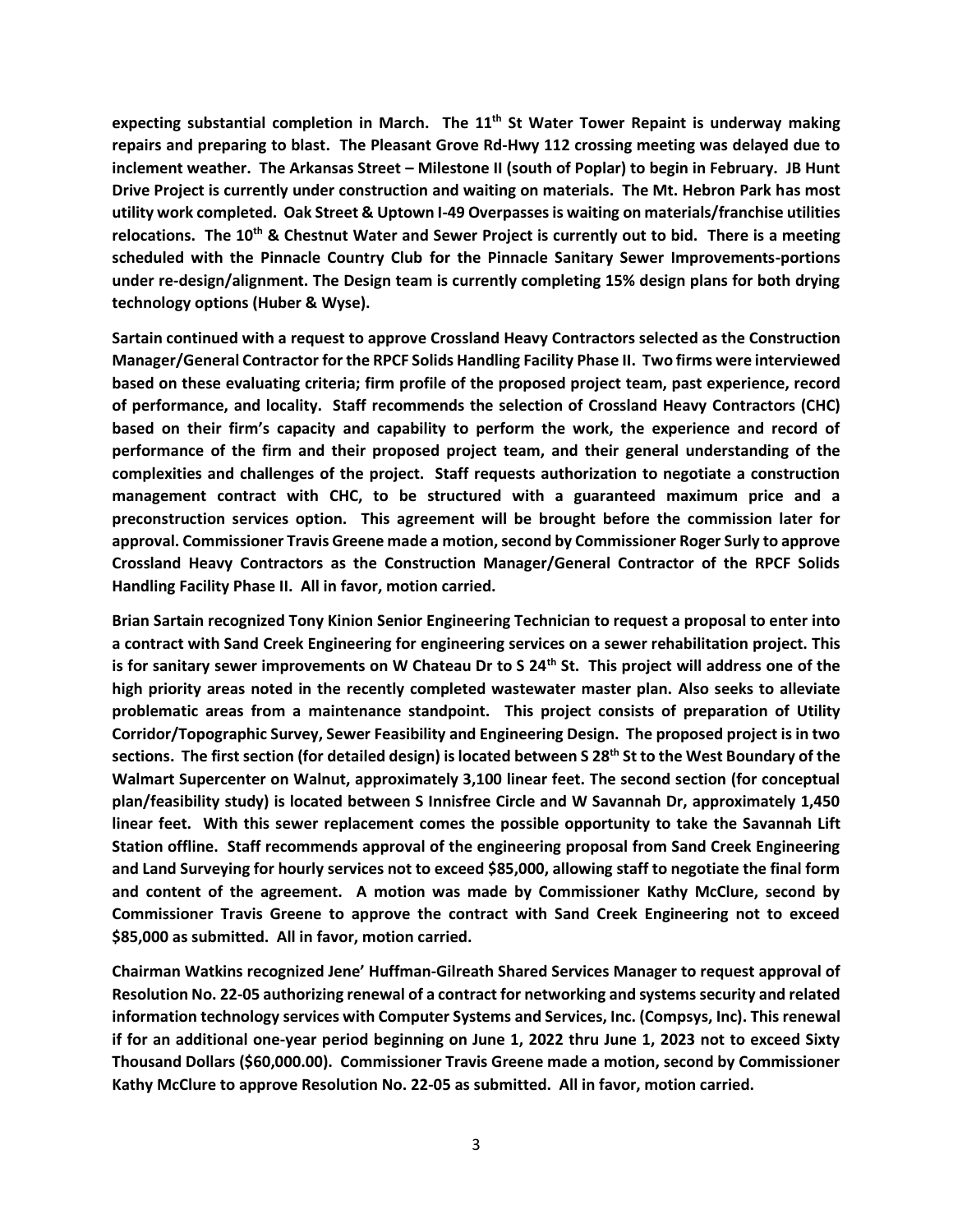**expecting substantial completion in March. The 11th St Water Tower Repaint is underway making repairs and preparing to blast. The Pleasant Grove Rd-Hwy 112 crossing meeting was delayed due to inclement weather. The Arkansas Street – Milestone II (south of Poplar) to begin in February. JB Hunt Drive Project is currently under construction and waiting on materials. The Mt. Hebron Park has most utility work completed. Oak Street & Uptown I-49 Overpasses is waiting on materials/franchise utilities relocations. The 10th & Chestnut Water and Sewer Project is currently out to bid. There is a meeting scheduled with the Pinnacle Country Club for the Pinnacle Sanitary Sewer Improvements-portions under re-design/alignment. The Design team is currently completing 15% design plans for both drying technology options (Huber & Wyse).**

**Sartain continued with a request to approve Crossland Heavy Contractors selected as the Construction Manager/General Contractor for the RPCF Solids Handling Facility Phase II. Two firms were interviewed based on these evaluating criteria; firm profile of the proposed project team, past experience, record of performance, and locality. Staff recommends the selection of Crossland Heavy Contractors (CHC) based on their firm's capacity and capability to perform the work, the experience and record of performance of the firm and their proposed project team, and their general understanding of the complexities and challenges of the project. Staff requests authorization to negotiate a construction management contract with CHC, to be structured with a guaranteed maximum price and a preconstruction services option. This agreement will be brought before the commission later for approval. Commissioner Travis Greene made a motion, second by Commissioner Roger Surly to approve Crossland Heavy Contractors as the Construction Manager/General Contractor of the RPCF Solids Handling Facility Phase II. All in favor, motion carried.**

**Brian Sartain recognized Tony Kinion Senior Engineering Technician to request a proposal to enter into a contract with Sand Creek Engineering for engineering services on a sewer rehabilitation project. This is for sanitary sewer improvements on W Chateau Dr to S 24th St. This project will address one of the high priority areas noted in the recently completed wastewater master plan. Also seeks to alleviate problematic areas from a maintenance standpoint. This project consists of preparation of Utility Corridor/Topographic Survey, Sewer Feasibility and Engineering Design. The proposed project is in two sections. The first section (for detailed design) is located between S 28th St to the West Boundary of the Walmart Supercenter on Walnut, approximately 3,100 linear feet. The second section (for conceptual plan/feasibility study) is located between S Innisfree Circle and W Savannah Dr, approximately 1,450 linear feet. With this sewer replacement comes the possible opportunity to take the Savannah Lift Station offline. Staff recommends approval of the engineering proposal from Sand Creek Engineering and Land Surveying for hourly services not to exceed $85,000, allowing staff to negotiate the final form and content of the agreement. A motion was made by Commissioner Kathy McClure, second by Commissioner Travis Greene to approve the contract with Sand Creek Engineering not to exceed $85,000 as submitted. All in favor, motion carried.**

**Chairman Watkins recognized Jene' Huffman-Gilreath Shared Services Manager to request approval of Resolution No. 22-05 authorizing renewal of a contract for networking and systems security and related information technology services with Computer Systems and Services, Inc. (Compsys, Inc). This renewal if for an additional one-year period beginning on June 1, 2022 thru June 1, 2023 not to exceed Sixty Thousand Dollars ($60,000.00). Commissioner Travis Greene made a motion, second by Commissioner Kathy McClure to approve Resolution No. 22-05 as submitted. All in favor, motion carried.**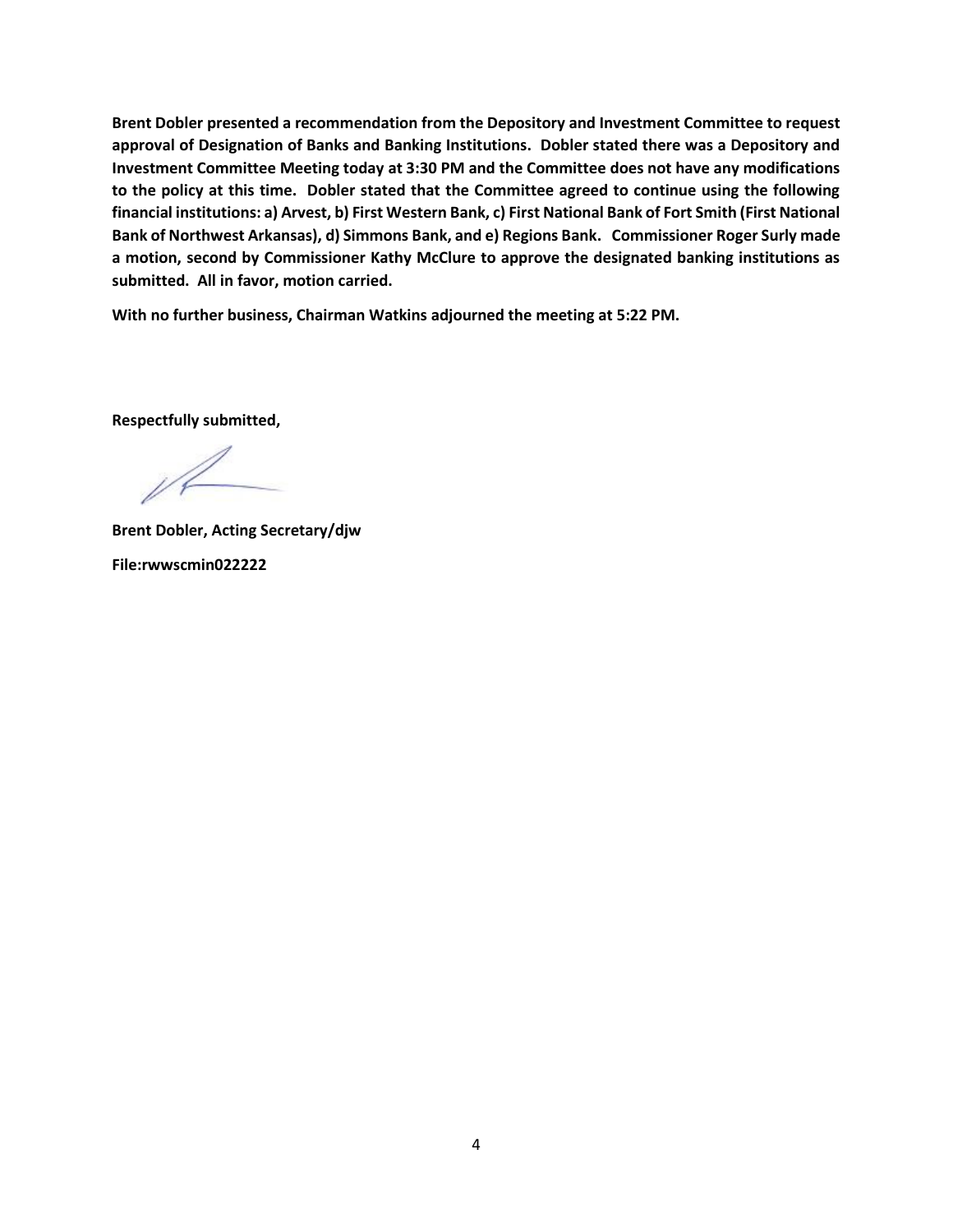**Brent Dobler presented a recommendation from the Depository and Investment Committee to request approval of Designation of Banks and Banking Institutions. Dobler stated there was a Depository and Investment Committee Meeting today at 3:30 PM and the Committee does not have any modifications to the policy at this time. Dobler stated that the Committee agreed to continue using the following financial institutions: a) Arvest, b) First Western Bank, c) First National Bank of Fort Smith (First National Bank of Northwest Arkansas), d) Simmons Bank, and e) Regions Bank. Commissioner Roger Surly made a motion, second by Commissioner Kathy McClure to approve the designated banking institutions as submitted. All in favor, motion carried.**

**With no further business, Chairman Watkins adjourned the meeting at 5:22 PM.**

**Respectfully submitted,**

**Brent Dobler, Acting Secretary/djw**

**File:rwwscmin022222**